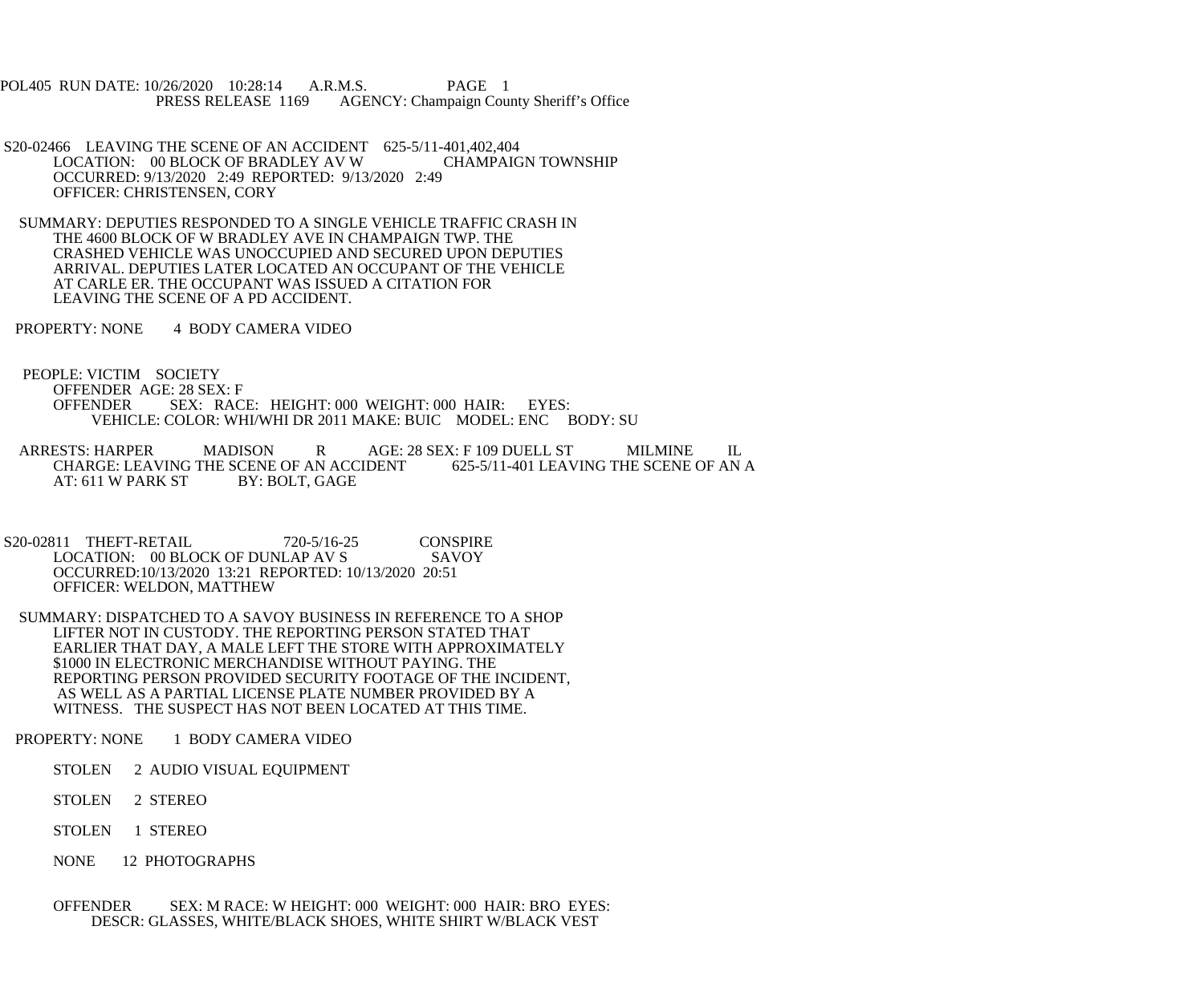POL405 RUN DATE: 10/26/2020 10:28:14 A.R.M.S. PAGE 1
PRESS RELEASE 1169 AGENCY: Champaign County Sheriff's Office

S20-02466 LEAVING THE SCENE OF AN ACCIDENT 625-5/11-401,402,404
LOCATION: 00 BLOCK OF BRADLEY AV W CHAMPAIGN TOWNSHIP
OCCURRED: 9/13/2020 2:49 REPORTED: 9/13/2020 2:49
OFFICER: CHRISTENSEN, CORY

SUMMARY: DEPUTIES RESPONDED TO A SINGLE VEHICLE TRAFFIC CRASH IN THE 4600 BLOCK OF W BRADLEY AVE IN CHAMPAIGN TWP. THE CRASHED VEHICLE WAS UNOCCUPIED AND SECURED UPON DEPUTIES ARRIVAL. DEPUTIES LATER LOCATED AN OCCUPANT OF THE VEHICLE AT CARLE ER. THE OCCUPANT WAS ISSUED A CITATION FOR LEAVING THE SCENE OF A PD ACCIDENT.

PROPERTY: NONE 4 BODY CAMERA VIDEO

PEOPLE: VICTIM SOCIETY
OFFENDER AGE: 28 SEX: F
OFFENDER SEX: RACE: HEIGHT: 000 WEIGHT: 000 HAIR: EYES:
VEHICLE: COLOR: WHI/WHI DR 2011 MAKE: BUIC MODEL: ENC BODY: SU

ARRESTS: HARPER MADISON R AGE: 28 SEX: F 109 DUELL ST MILMINE IL
CHARGE: LEAVING THE SCENE OF AN ACCIDENT 625-5/11-401 LEAVING THE SCENE OF AN A
AT: 611 W PARK ST BY: BOLT, GAGE

S20-02811 THEFT-RETAIL 720-5/16-25 CONSPIRE
LOCATION: 00 BLOCK OF DUNLAP AV S SAVOY
OCCURRED:10/13/2020 13:21 REPORTED: 10/13/2020 20:51
OFFICER: WELDON, MATTHEW

SUMMARY: DISPATCHED TO A SAVOY BUSINESS IN REFERENCE TO A SHOP LIFTER NOT IN CUSTODY. THE REPORTING PERSON STATED THAT EARLIER THAT DAY, A MALE LEFT THE STORE WITH APPROXIMATELY $1000 IN ELECTRONIC MERCHANDISE WITHOUT PAYING. THE REPORTING PERSON PROVIDED SECURITY FOOTAGE OF THE INCIDENT, AS WELL AS A PARTIAL LICENSE PLATE NUMBER PROVIDED BY A WITNESS. THE SUSPECT HAS NOT BEEN LOCATED AT THIS TIME.

PROPERTY: NONE 1 BODY CAMERA VIDEO

STOLEN 2 AUDIO VISUAL EQUIPMENT

STOLEN 2 STEREO

STOLEN 1 STEREO

NONE 12 PHOTOGRAPHS

OFFENDER SEX: M RACE: W HEIGHT: 000 WEIGHT: 000 HAIR: BRO EYES:
DESCR: GLASSES, WHITE/BLACK SHOES, WHITE SHIRT W/BLACK VEST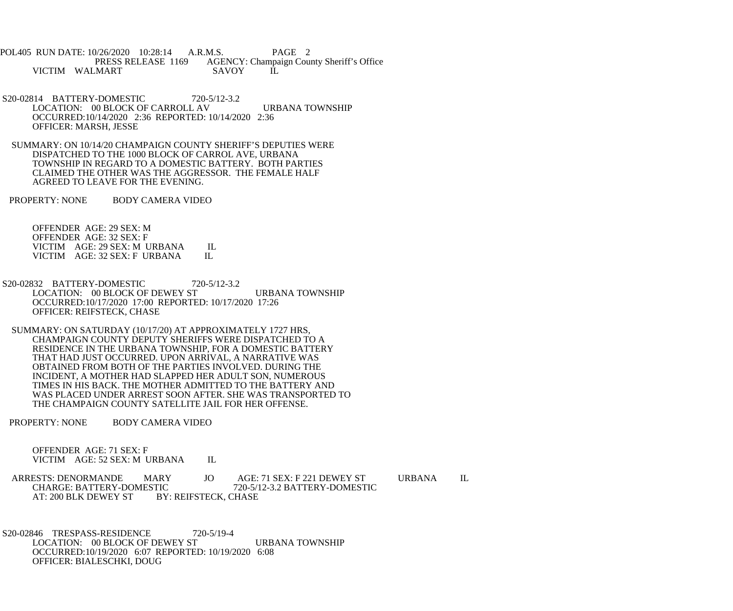VICTIM WALMART SAVOY IL

S20-02814 BATTERY-DOMESTIC 720-5/12-3.2
LOCATION: 00 BLOCK OF CARROLL AV URBANA TOWNSHIP
OCCURRED:10/14/2020 2:36 REPORTED: 10/14/2020 2:36
OFFICER: MARSH, JESSE

SUMMARY: ON 10/14/20 CHAMPAIGN COUNTY SHERIFF'S DEPUTIES WERE DISPATCHED TO THE 1000 BLOCK OF CARROL AVE, URBANA TOWNSHIP IN REGARD TO A DOMESTIC BATTERY. BOTH PARTIES CLAIMED THE OTHER WAS THE AGGRESSOR. THE FEMALE HALF AGREED TO LEAVE FOR THE EVENING.

PROPERTY: NONE BODY CAMERA VIDEO

OFFENDER AGE: 29 SEX: M
OFFENDER AGE: 32 SEX: F
VICTIM AGE: 29 SEX: M URBANA IL
VICTIM AGE: 32 SEX: F URBANA IL

S20-02832 BATTERY-DOMESTIC 720-5/12-3.2
LOCATION: 00 BLOCK OF DEWEY ST URBANA TOWNSHIP
OCCURRED:10/17/2020 17:00 REPORTED: 10/17/2020 17:26
OFFICER: REIFSTECK, CHASE

SUMMARY: ON SATURDAY (10/17/20) AT APPROXIMATELY 1727 HRS, CHAMPAIGN COUNTY DEPUTY SHERIFFS WERE DISPATCHED TO A RESIDENCE IN THE URBANA TOWNSHIP, FOR A DOMESTIC BATTERY THAT HAD JUST OCCURRED. UPON ARRIVAL, A NARRATIVE WAS OBTAINED FROM BOTH OF THE PARTIES INVOLVED. DURING THE INCIDENT, A MOTHER HAD SLAPPED HER ADULT SON, NUMEROUS TIMES IN HIS BACK. THE MOTHER ADMITTED TO THE BATTERY AND WAS PLACED UNDER ARREST SOON AFTER. SHE WAS TRANSPORTED TO THE CHAMPAIGN COUNTY SATELLITE JAIL FOR HER OFFENSE.

PROPERTY: NONE BODY CAMERA VIDEO

OFFENDER AGE: 71 SEX: F
VICTIM AGE: 52 SEX: M URBANA IL

ARRESTS: DENORMANDE MARY JO AGE: 71 SEX: F 221 DEWEY ST URBANA IL
CHARGE: BATTERY-DOMESTIC 720-5/12-3.2 BATTERY-DOMESTIC
AT: 200 BLK DEWEY ST BY: REIFSTECK, CHASE

S20-02846 TRESPASS-RESIDENCE 720-5/19-4
LOCATION: 00 BLOCK OF DEWEY ST URBANA TOWNSHIP
OCCURRED:10/19/2020 6:07 REPORTED: 10/19/2020 6:08
OFFICER: BIALESCHKI, DOUG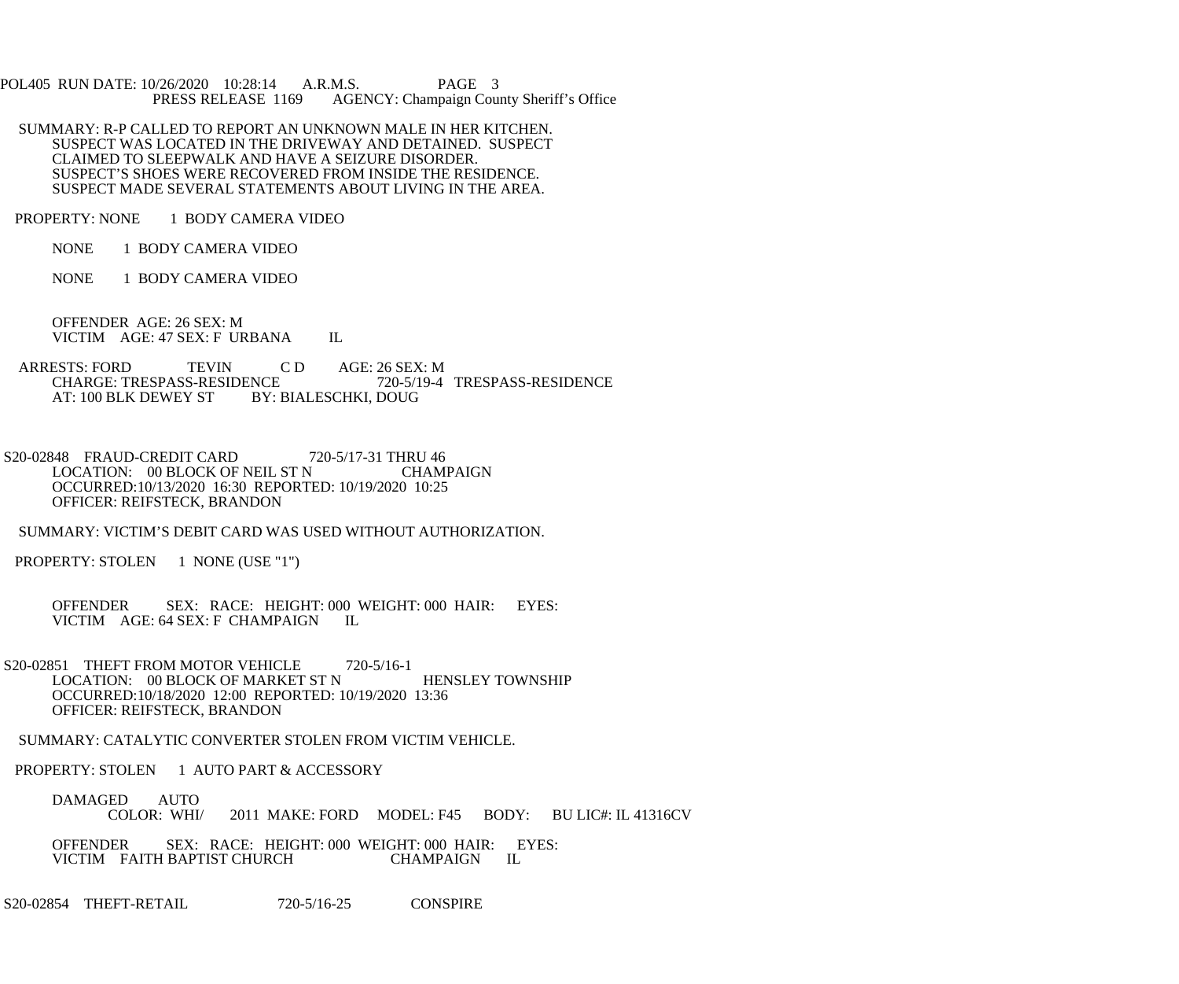SUMMARY: R-P CALLED TO REPORT AN UNKNOWN MALE IN HER KITCHEN. SUSPECT WAS LOCATED IN THE DRIVEWAY AND DETAINED. SUSPECT CLAIMED TO SLEEPWALK AND HAVE A SEIZURE DISORDER. SUSPECT'S SHOES WERE RECOVERED FROM INSIDE THE RESIDENCE. SUSPECT MADE SEVERAL STATEMENTS ABOUT LIVING IN THE AREA.

PROPERTY: NONE 1 BODY CAMERA VIDEO

NONE 1 BODY CAMERA VIDEO

NONE 1 BODY CAMERA VIDEO

OFFENDER AGE: 26 SEX: M
VICTIM AGE: 47 SEX: F URBANA IL

ARRESTS: FORD TEVIN C D AGE: 26 SEX: M
CHARGE: TRESPASS-RESIDENCE 720-5/19-4 TRESPASS-RESIDENCE
AT: 100 BLK DEWEY ST BY: BIALESCHKI, DOUG

S20-02848 FRAUD-CREDIT CARD 720-5/17-31 THRU 46
LOCATION: 00 BLOCK OF NEIL ST N CHAMPAIGN
OCCURRED:10/13/2020 16:30 REPORTED: 10/19/2020 10:25
OFFICER: REIFSTECK, BRANDON

SUMMARY: VICTIM'S DEBIT CARD WAS USED WITHOUT AUTHORIZATION.

PROPERTY: STOLEN 1 NONE (USE "1")

OFFENDER SEX: RACE: HEIGHT: 000 WEIGHT: 000 HAIR: EYES:
VICTIM AGE: 64 SEX: F CHAMPAIGN IL

S20-02851 THEFT FROM MOTOR VEHICLE 720-5/16-1
LOCATION: 00 BLOCK OF MARKET ST N HENSLEY TOWNSHIP
OCCURRED:10/18/2020 12:00 REPORTED: 10/19/2020 13:36
OFFICER: REIFSTECK, BRANDON

SUMMARY: CATALYTIC CONVERTER STOLEN FROM VICTIM VEHICLE.

PROPERTY: STOLEN 1 AUTO PART & ACCESSORY

DAMAGED AUTO
COLOR: WHI/ 2011 MAKE: FORD MODEL: F45 BODY: BU LIC#: IL 41316CV

OFFENDER SEX: RACE: HEIGHT: 000 WEIGHT: 000 HAIR: EYES:
VICTIM FAITH BAPTIST CHURCH CHAMPAIGN IL

S20-02854 THEFT-RETAIL 720-5/16-25 CONSPIRE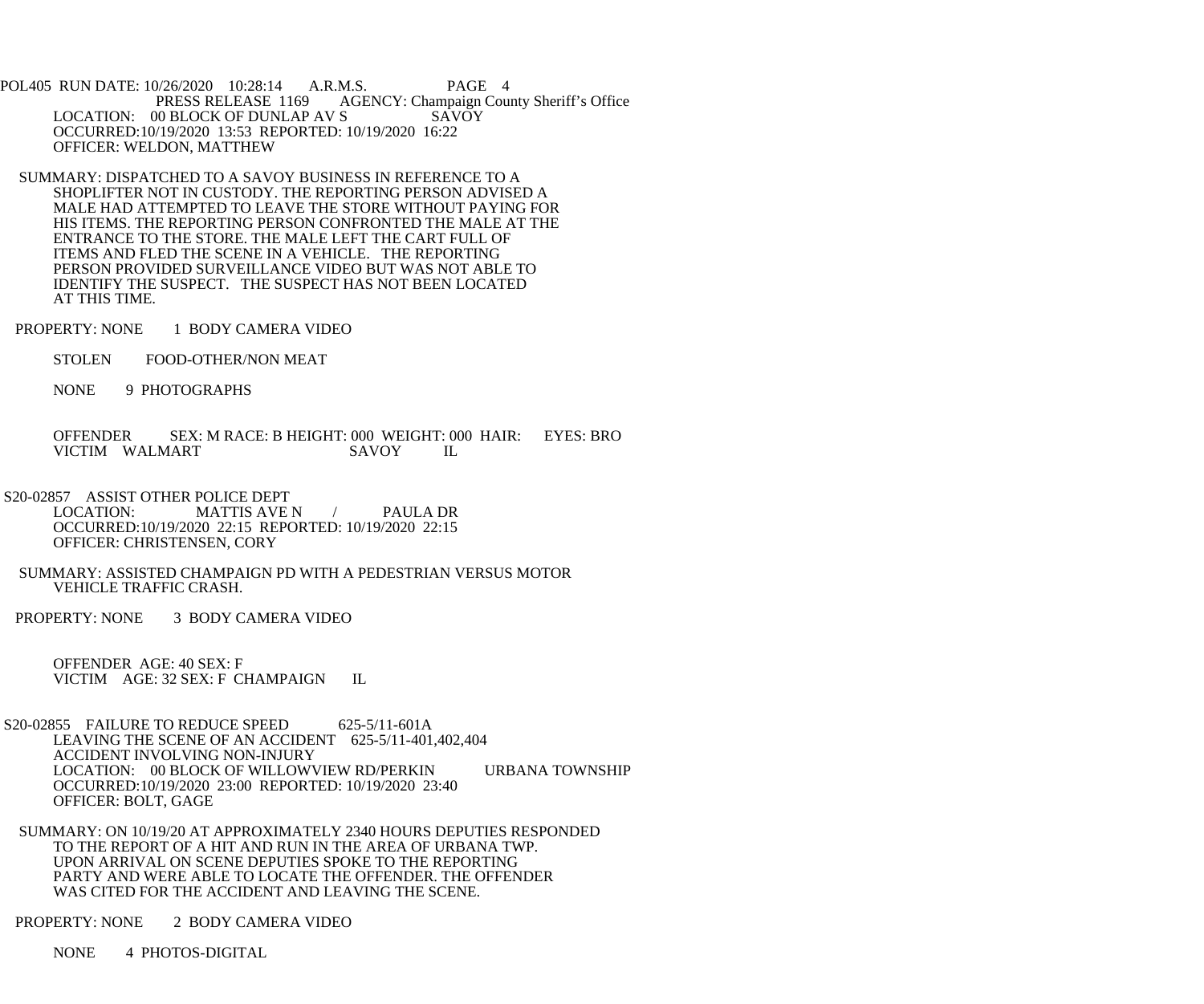PRESS RELEASE 1169 AGENCY: Champaign County Sheriff's Office

LOCATION: 00 BLOCK OF DUNLAP AV S SAVOY
OCCURRED:10/19/2020 13:53 REPORTED: 10/19/2020 16:22
OFFICER: WELDON, MATTHEW

SUMMARY: DISPATCHED TO A SAVOY BUSINESS IN REFERENCE TO A SHOPLIFTER NOT IN CUSTODY. THE REPORTING PERSON ADVISED A MALE HAD ATTEMPTED TO LEAVE THE STORE WITHOUT PAYING FOR HIS ITEMS. THE REPORTING PERSON CONFRONTED THE MALE AT THE ENTRANCE TO THE STORE. THE MALE LEFT THE CART FULL OF ITEMS AND FLED THE SCENE IN A VEHICLE. THE REPORTING PERSON PROVIDED SURVEILLANCE VIDEO BUT WAS NOT ABLE TO IDENTIFY THE SUSPECT. THE SUSPECT HAS NOT BEEN LOCATED AT THIS TIME.

PROPERTY: NONE 1 BODY CAMERA VIDEO

STOLEN FOOD-OTHER/NON MEAT

NONE 9 PHOTOGRAPHS

OFFENDER SEX: M RACE: B HEIGHT: 000 WEIGHT: 000 HAIR: EYES: BRO
VICTIM WALMART SAVOY IL

S20-02857 ASSIST OTHER POLICE DEPT
LOCATION: MATTIS AVE N / PAULA DR
OCCURRED:10/19/2020 22:15 REPORTED: 10/19/2020 22:15
OFFICER: CHRISTENSEN, CORY

SUMMARY: ASSISTED CHAMPAIGN PD WITH A PEDESTRIAN VERSUS MOTOR VEHICLE TRAFFIC CRASH.

PROPERTY: NONE 3 BODY CAMERA VIDEO

OFFENDER AGE: 40 SEX: F
VICTIM AGE: 32 SEX: F CHAMPAIGN IL

S20-02855 FAILURE TO REDUCE SPEED 625-5/11-601A
LEAVING THE SCENE OF AN ACCIDENT 625-5/11-401,402,404
ACCIDENT INVOLVING NON-INJURY
LOCATION: 00 BLOCK OF WILLOWVIEW RD/PERKIN URBANA TOWNSHIP
OCCURRED:10/19/2020 23:00 REPORTED: 10/19/2020 23:40
OFFICER: BOLT, GAGE

SUMMARY: ON 10/19/20 AT APPROXIMATELY 2340 HOURS DEPUTIES RESPONDED TO THE REPORT OF A HIT AND RUN IN THE AREA OF URBANA TWP. UPON ARRIVAL ON SCENE DEPUTIES SPOKE TO THE REPORTING PARTY AND WERE ABLE TO LOCATE THE OFFENDER. THE OFFENDER WAS CITED FOR THE ACCIDENT AND LEAVING THE SCENE.

PROPERTY: NONE 2 BODY CAMERA VIDEO

NONE 4 PHOTOS-DIGITAL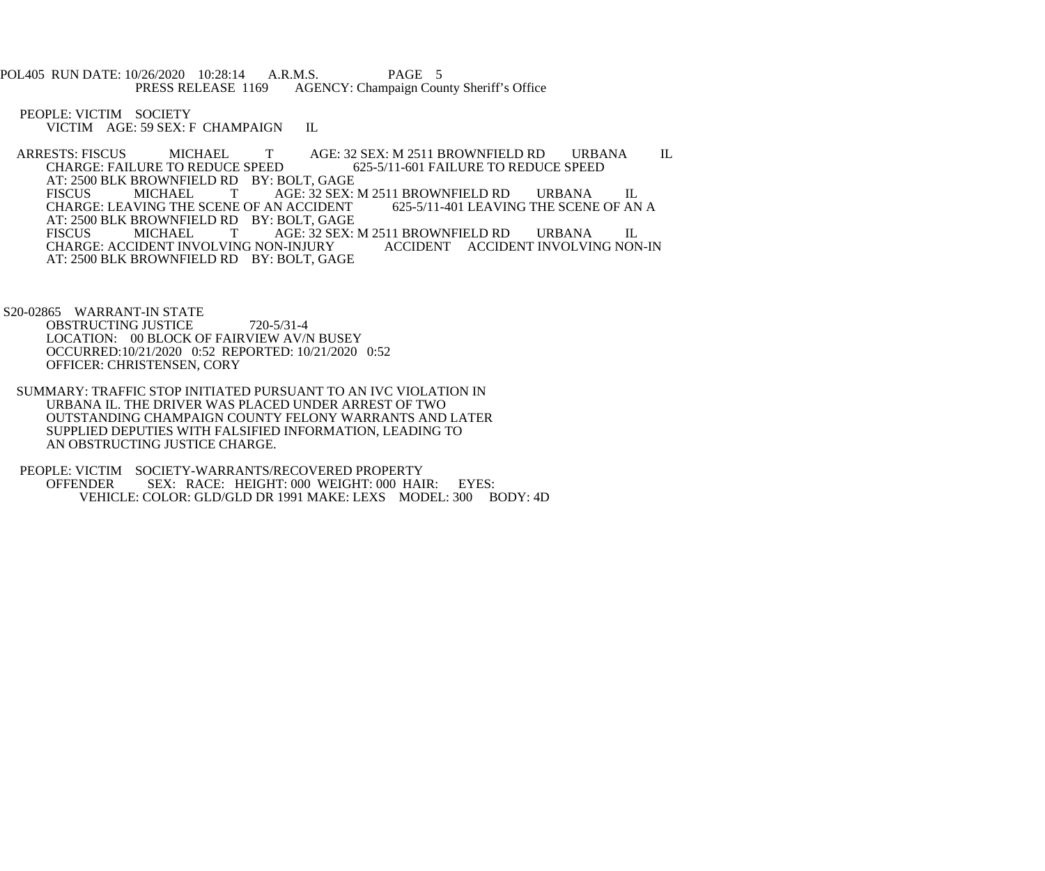PEOPLE: VICTIM SOCIETY
VICTIM AGE: 59 SEX: F CHAMPAIGN IL

ARRESTS: FISCUS MICHAEL T AGE: 32 SEX: M 2511 BROWNFIELD RD URBANA IL
CHARGE: FAILURE TO REDUCE SPEED 625-5/11-601 FAILURE TO REDUCE SPEED
AT: 2500 BLK BROWNFIELD RD BY: BOLT, GAGE
FISCUS MICHAEL T AGE: 32 SEX: M 2511 BROWNFIELD RD URBANA IL
CHARGE: LEAVING THE SCENE OF AN ACCIDENT 625-5/11-401 LEAVING THE SCENE OF AN A
AT: 2500 BLK BROWNFIELD RD BY: BOLT, GAGE
FISCUS MICHAEL T AGE: 32 SEX: M 2511 BROWNFIELD RD URBANA IL
CHARGE: ACCIDENT INVOLVING NON-INJURY ACCIDENT ACCIDENT INVOLVING NON-IN
AT: 2500 BLK BROWNFIELD RD BY: BOLT, GAGE

S20-02865 WARRANT-IN STATE
OBSTRUCTING JUSTICE 720-5/31-4
LOCATION: 00 BLOCK OF FAIRVIEW AV/N BUSEY
OCCURRED:10/21/2020 0:52 REPORTED: 10/21/2020 0:52
OFFICER: CHRISTENSEN, CORY

SUMMARY: TRAFFIC STOP INITIATED PURSUANT TO AN IVC VIOLATION IN URBANA IL. THE DRIVER WAS PLACED UNDER ARREST OF TWO OUTSTANDING CHAMPAIGN COUNTY FELONY WARRANTS AND LATER SUPPLIED DEPUTIES WITH FALSIFIED INFORMATION, LEADING TO AN OBSTRUCTING JUSTICE CHARGE.

PEOPLE: VICTIM SOCIETY-WARRANTS/RECOVERED PROPERTY
OFFENDER SEX: RACE: HEIGHT: 000 WEIGHT: 000 HAIR: EYES:
VEHICLE: COLOR: GLD/GLD DR 1991 MAKE: LEXS MODEL: 300 BODY: 4D